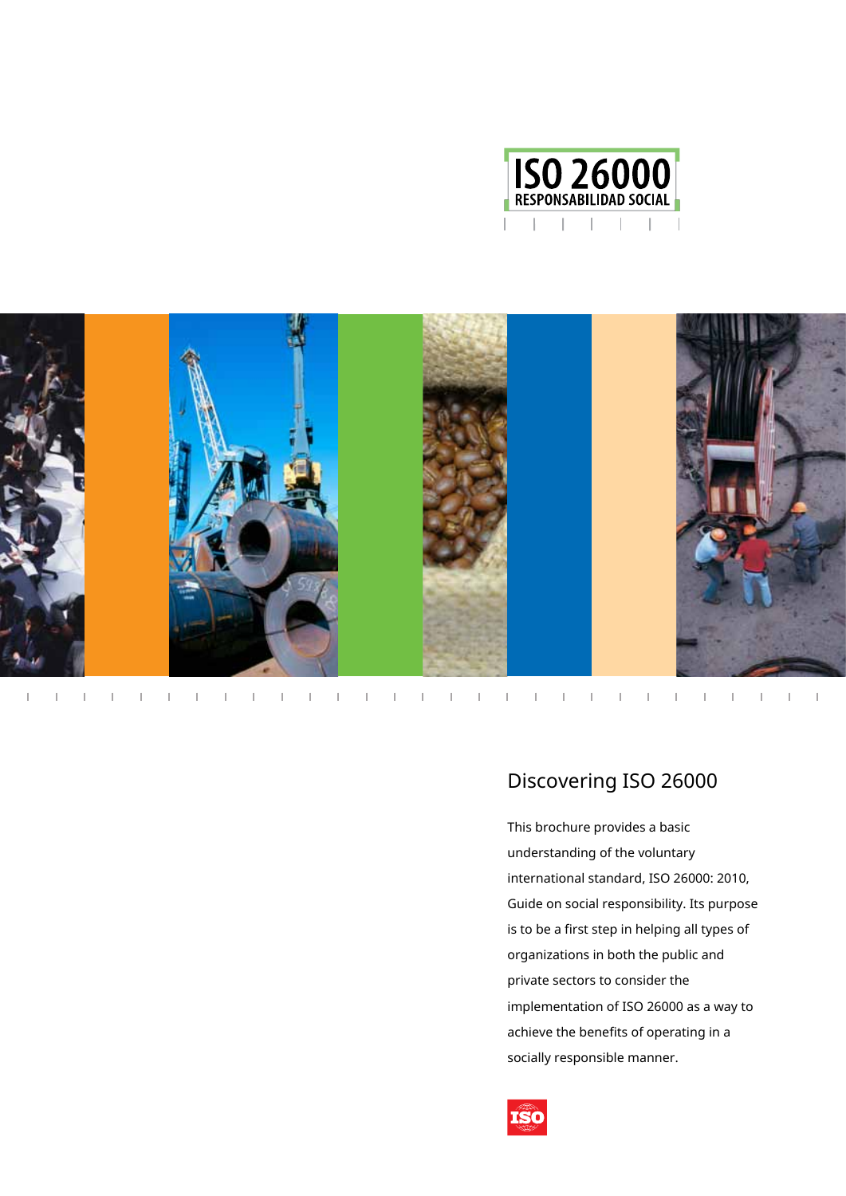ISO 26000

RESPONSABILIDAD SOCIAL

# Discovering ISO 26000

This brochure provides a basic understanding of the voluntary international standard, ISO 26000: 2010, Guide on social responsibility. Its purpose is to be a first step in helping all types of organizations in both the public and private sectors to consider the implementation of ISO 26000 as a way to achieve the benefits of operating in a socially responsible manner.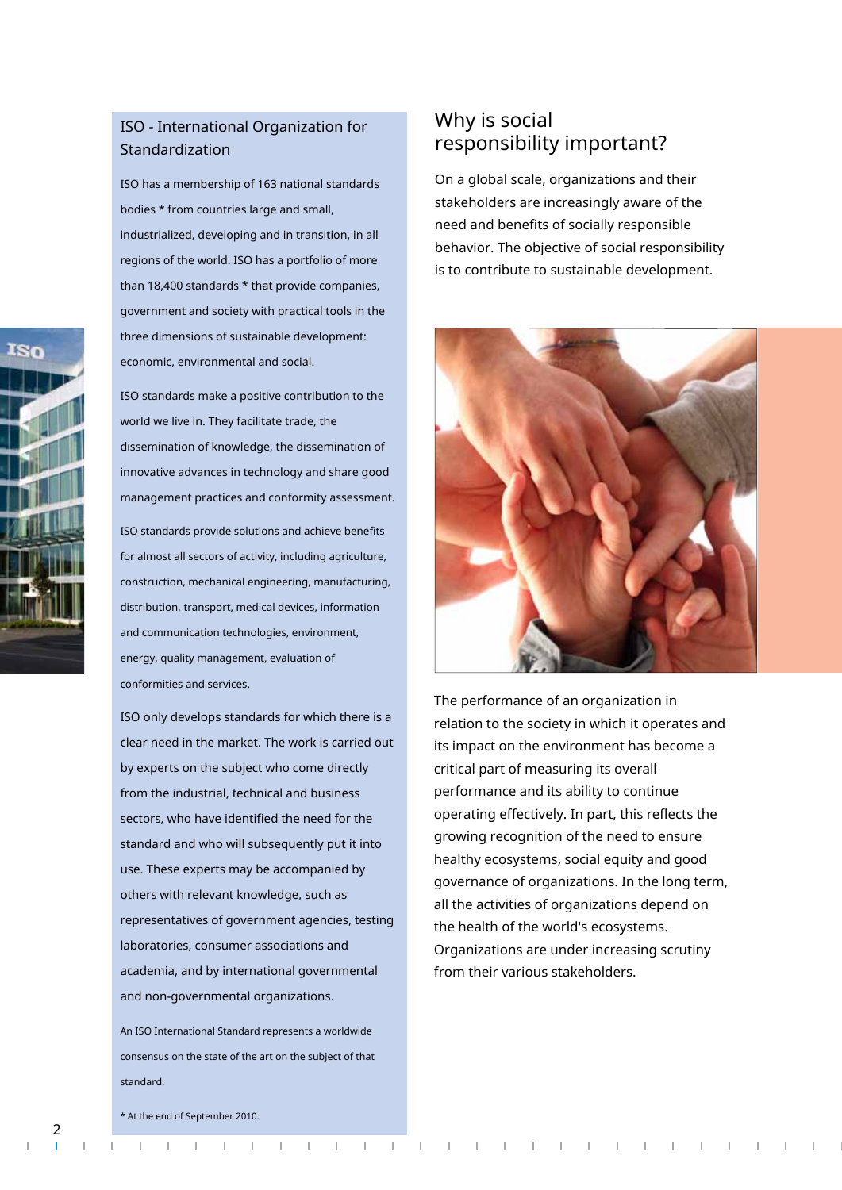## ISO - International Organization for Standardization

ISO has a membership of 163 national standards bodies * from countries large and small, industrialized, developing and in transition, in all regions of the world. ISO has a portfolio of more than 18,400 standards * that provide companies, government and society with practical tools in the three dimensions of sustainable development: economic, environmental and social.

ISO standards make a positive contribution to the world we live in. They facilitate trade, the dissemination of knowledge, the dissemination of innovative advances in technology and share good management practices and conformity assessment.

ISO standards provide solutions and achieve benefits for almost all sectors of activity, including agriculture, construction, mechanical engineering, manufacturing, distribution, transport, medical devices, information and communication technologies, environment, energy, quality management, evaluation of conformities and services.

ISO only develops standards for which there is a clear need in the market. The work is carried out by experts on the subject who come directly from the industrial, technical and business sectors, who have identified the need for the standard and who will subsequently put it into use. These experts may be accompanied by others with relevant knowledge, such as representatives of government agencies, testing laboratories, consumer associations and academia, and by international governmental and non-governmental organizations.

An ISO International Standard represents a worldwide consensus on the state of the art on the subject of that standard.

* At the end of September 2010.

## Why is social responsibility important?

On a global scale, organizations and their stakeholders are increasingly aware of the need and benefits of socially responsible behavior. The objective of social responsibility is to contribute to sustainable development.

The performance of an organization in relation to the society in which it operates and its impact on the environment has become a critical part of measuring its overall performance and its ability to continue operating effectively. In part, this reflects the growing recognition of the need to ensure healthy ecosystems, social equity and good governance of organizations. In the long term, all the activities of organizations depend on the health of the world's ecosystems. Organizations are under increasing scrutiny from their various stakeholders.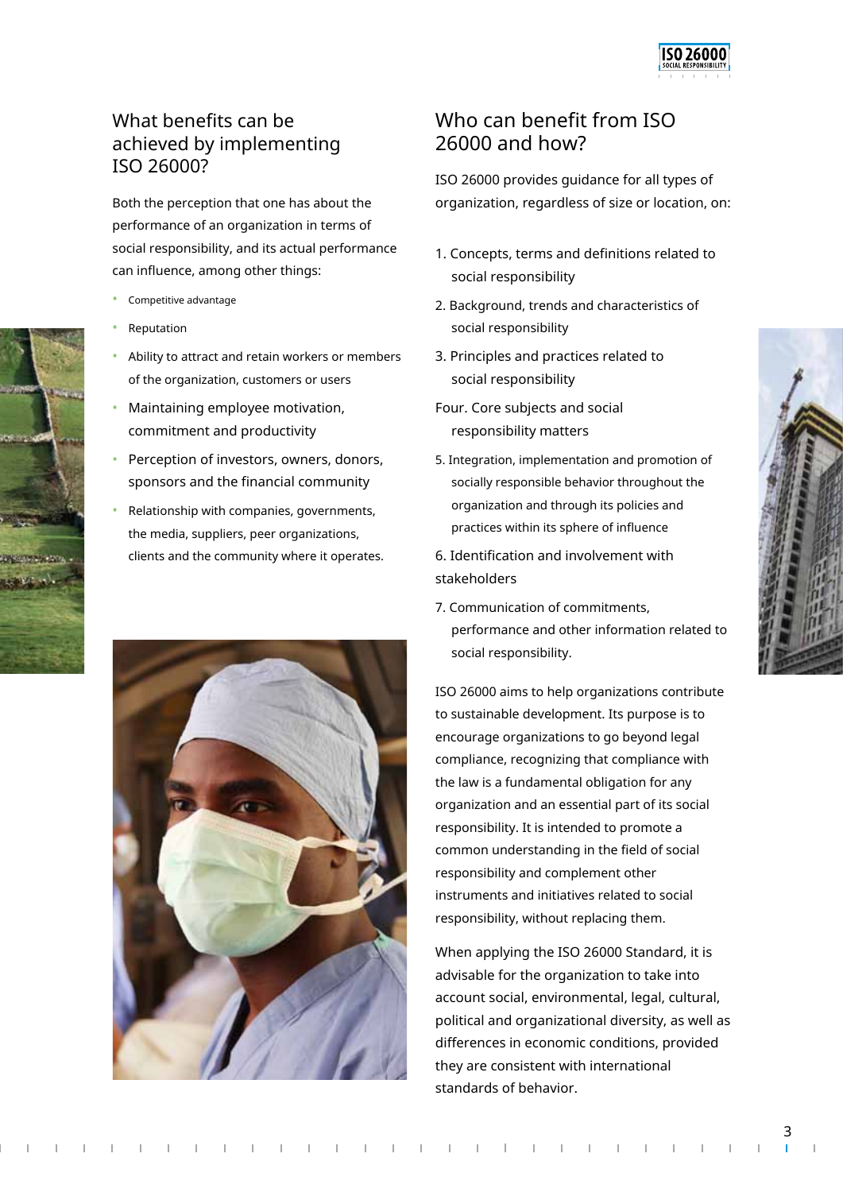## What benefits can be achieved by implementing ISO 26000?

Both the perception that one has about the performance of an organization in terms of social responsibility, and its actual performance can influence, among other things:

- Competitive advantage
- Reputation
- Ability to attract and retain workers or members of the organization, customers or users
- Maintaining employee motivation, commitment and productivity
- Perception of investors, owners, donors, sponsors and the financial community
- Relationship with companies, governments, the media, suppliers, peer organizations, clients and the community where it operates.

## Who can benefit from ISO 26000 and how?

ISO 26000 provides guidance for all types of organization, regardless of size or location, on:

1. Concepts, terms and definitions related to social responsibility
2. Background, trends and characteristics of social responsibility
3. Principles and practices related to social responsibility

Four. Core subjects and social responsibility matters

5. Integration, implementation and promotion of socially responsible behavior throughout the organization and through its policies and practices within its sphere of influence
6. Identification and involvement with stakeholders
7. Communication of commitments, performance and other information related to social responsibility.

ISO 26000 aims to help organizations contribute to sustainable development. Its purpose is to encourage organizations to go beyond legal compliance, recognizing that compliance with the law is a fundamental obligation for any organization and an essential part of its social responsibility. It is intended to promote a common understanding in the field of social responsibility and complement other instruments and initiatives related to social responsibility, without replacing them.

When applying the ISO 26000 Standard, it is advisable for the organization to take into account social, environmental, legal, cultural, political and organizational diversity, as well as differences in economic conditions, provided they are consistent with international standards of behavior.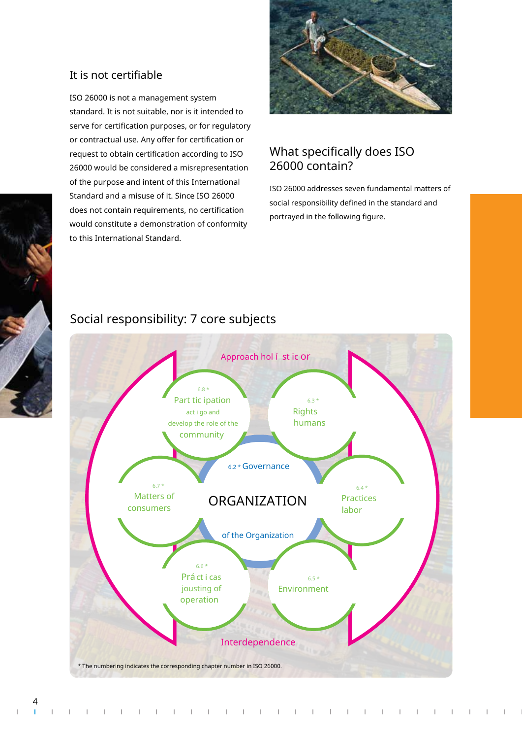## It is not certifiable

ISO 26000 is not a management system standard. It is not suitable, nor is it intended to serve for certification purposes, or for regulatory or contractual use. Any offer for certification or request to obtain certification according to ISO 26000 would be considered a misrepresentation of the purpose and intent of this International Standard and a misuse of it. Since ISO 26000 does not contain requirements, no certification would constitute a demonstration of conformity to this International Standard.

## What specifically does ISO 26000 contain?

ISO 26000 addresses seven fundamental matters of social responsibility defined in the standard and portrayed in the following figure.

## Social responsibility: 7 core subjects

Approach hol í st ic or

6.8 * Part tic ipation act i go and develop the role of the community

6.3 * Rights humans

6.2 * Governance

6.7 * Matters of consumers

ORGANIZATION

6.4 * Practices labor

of the Organization

6.6 * Prá ct i cas jousting of operation

6.5 * Environment

Interdependence

* The numbering indicates the corresponding chapter number in ISO 26000.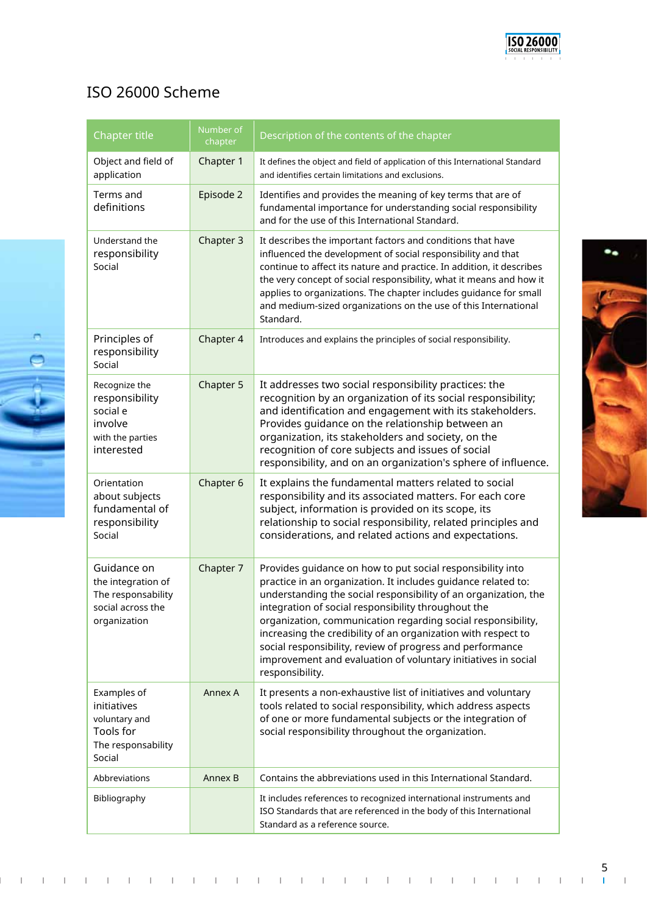# ISO 26000 Scheme

| Chapter title | Number of chapter | Description of the contents of the chapter |
|---|---|---|
| Object and field of application | Chapter 1 | It defines the object and field of application of this International Standard and identifies certain limitations and exclusions. |
| Terms and definitions | Episode 2 | Identifies and provides the meaning of key terms that are of fundamental importance for understanding social responsibility and for the use of this International Standard. |
| Understand the responsibility Social | Chapter 3 | It describes the important factors and conditions that have influenced the development of social responsibility and that continue to affect its nature and practice. In addition, it describes the very concept of social responsibility, what it means and how it applies to organizations. The chapter includes guidance for small and medium-sized organizations on the use of this International Standard. |
| Principles of responsibility Social | Chapter 4 | Introduces and explains the principles of social responsibility. |
| Recognize the responsibility social e involve with the parties interested | Chapter 5 | It addresses two social responsibility practices: the recognition by an organization of its social responsibility; and identification and engagement with its stakeholders. Provides guidance on the relationship between an organization, its stakeholders and society, on the recognition of core subjects and issues of social responsibility, and on an organization's sphere of influence. |
| Orientation about subjects fundamental of responsibility Social | Chapter 6 | It explains the fundamental matters related to social responsibility and its associated matters. For each core subject, information is provided on its scope, its relationship to social responsibility, related principles and considerations, and related actions and expectations. |
| Guidance on the integration of The responsability social across the organization | Chapter 7 | Provides guidance on how to put social responsibility into practice in an organization. It includes guidance related to: understanding the social responsibility of an organization, the integration of social responsibility throughout the organization, communication regarding social responsibility, increasing the credibility of an organization with respect to social responsibility, review of progress and performance improvement and evaluation of voluntary initiatives in social responsibility. |
| Examples of initiatives voluntary and Tools for The responsability Social | Annex A | It presents a non-exhaustive list of initiatives and voluntary tools related to social responsibility, which address aspects of one or more fundamental subjects or the integration of social responsibility throughout the organization. |
| Abbreviations | Annex B | Contains the abbreviations used in this International Standard. |
| Bibliography | | It includes references to recognized international instruments and ISO Standards that are referenced in the body of this International Standard as a reference source. |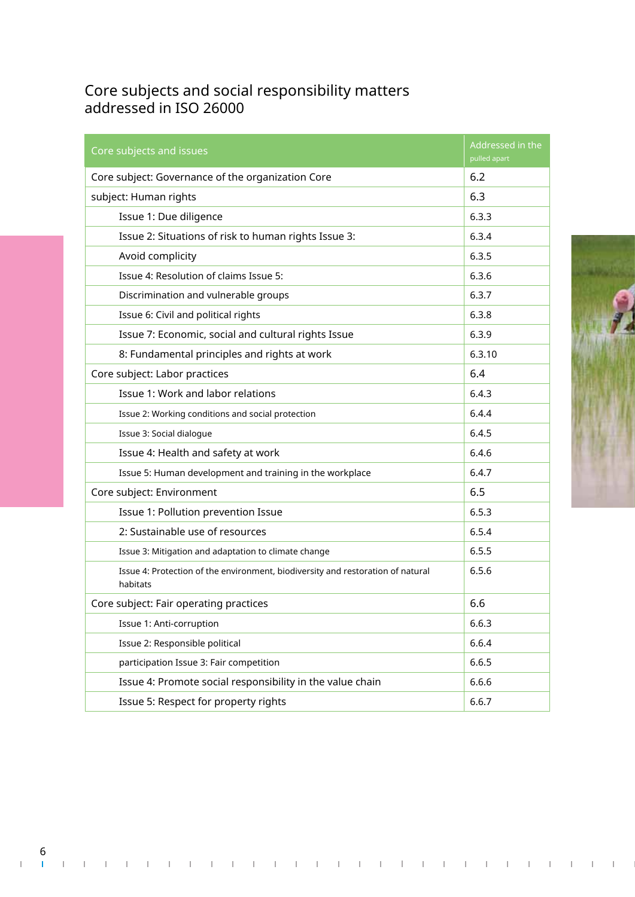## Core subjects and social responsibility matters addressed in ISO 26000

| Core subjects and issues | Addressed in the pulled apart |
|---|---|
| Core subject: Governance of the organization Core | 6.2 |
| subject: Human rights | 6.3 |
| Issue 1: Due diligence | 6.3.3 |
| Issue 2: Situations of risk to human rights Issue 3: | 6.3.4 |
| Avoid complicity | 6.3.5 |
| Issue 4: Resolution of claims Issue 5: | 6.3.6 |
| Discrimination and vulnerable groups | 6.3.7 |
| Issue 6: Civil and political rights | 6.3.8 |
| Issue 7: Economic, social and cultural rights Issue | 6.3.9 |
| 8: Fundamental principles and rights at work | 6.3.10 |
| Core subject: Labor practices | 6.4 |
| Issue 1: Work and labor relations | 6.4.3 |
| Issue 2: Working conditions and social protection | 6.4.4 |
| Issue 3: Social dialogue | 6.4.5 |
| Issue 4: Health and safety at work | 6.4.6 |
| Issue 5: Human development and training in the workplace | 6.4.7 |
| Core subject: Environment | 6.5 |
| Issue 1: Pollution prevention Issue | 6.5.3 |
| 2: Sustainable use of resources | 6.5.4 |
| Issue 3: Mitigation and adaptation to climate change | 6.5.5 |
| Issue 4: Protection of the environment, biodiversity and restoration of natural habitats | 6.5.6 |
| Core subject: Fair operating practices | 6.6 |
| Issue 1: Anti-corruption | 6.6.3 |
| Issue 2: Responsible political | 6.6.4 |
| participation Issue 3: Fair competition | 6.6.5 |
| Issue 4: Promote social responsibility in the value chain | 6.6.6 |
| Issue 5: Respect for property rights | 6.6.7 |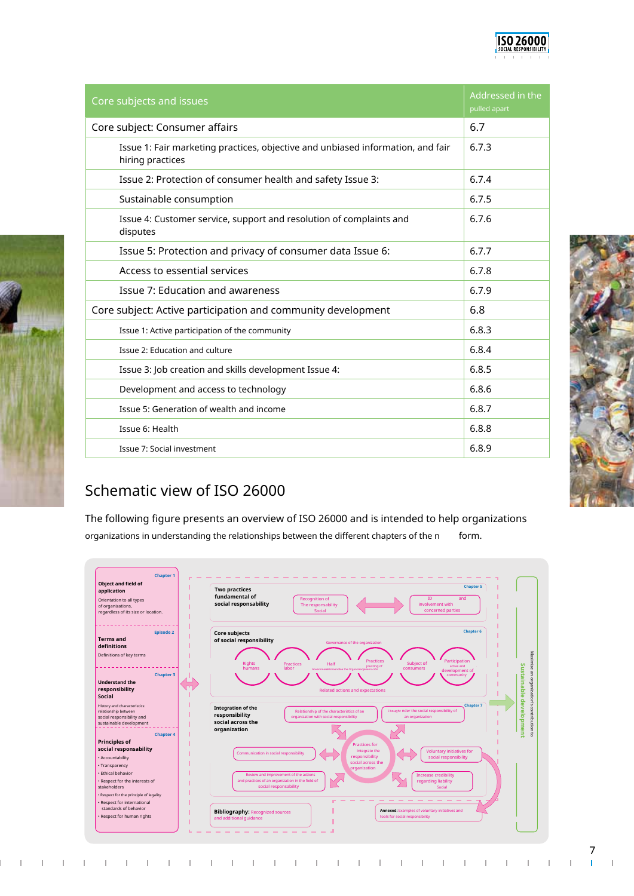| Core subjects and issues | Addressed in the pulled apart |
|---|---|
| Core subject: Consumer affairs | 6.7 |
| Issue 1: Fair marketing practices, objective and unbiased information, and fair hiring practices | 6.7.3 |
| Issue 2: Protection of consumer health and safety Issue 3: | 6.7.4 |
| Sustainable consumption | 6.7.5 |
| Issue 4: Customer service, support and resolution of complaints and disputes | 6.7.6 |
| Issue 5: Protection and privacy of consumer data Issue 6: | 6.7.7 |
| Access to essential services | 6.7.8 |
| Issue 7: Education and awareness | 6.7.9 |
| Core subject: Active participation and community development | 6.8 |
| Issue 1: Active participation of the community | 6.8.3 |
| Issue 2: Education and culture | 6.8.4 |
| Issue 3: Job creation and skills development Issue 4: | 6.8.5 |
| Development and access to technology | 6.8.6 |
| Issue 5: Generation of wealth and income | 6.8.7 |
| Issue 6: Health | 6.8.8 |
| Issue 7: Social investment | 6.8.9 |

## Schematic view of ISO 26000

The following figure presents an overview of ISO 26000 and is intended to help organizations organizations in understanding the relationships between the different chapters of the n form.

**Chapter 1** — Object and field of application: Orientation to all types of organizations, regardless of its size or location.

**Episode 2** — Terms and definitions: Definitions of key terms

**Chapter 3** — Understand the responsibility Social: History and characteristics: relationship between social responsibility and sustainable development

**Chapter 4** — Principles of social responsability:
- Accountability
- Transparency
- Ethical behavior
- Respect for the interests of stakeholders
- Respect for the principle of legality
- Respect for international standards of behavior
- Respect for human rights

**Chapter 5** — Two practices fundamental of social responsability: Recognition of The responsability Social; ID and involvement with concerned parties

**Chapter 6** — Core subjects of social responsibility: Governance of the organization; Rights humans; Practices labor; Half; Practices; Subject of consumers; Participation active and development of community; Related actions and expectations

**Chapter 7** — Integration of the responsibility social across the organization: Relationship of the characteristics of an organization with social responsibility; I bought nder the social responsibility of an organization; Communication in social responsibility; Practices for integrate the responsibility social across the organization; Voluntary initiatives for social responsibility; Review and improvement of the actions and practices of an organization in the field of social responsability; Increase credibility regarding liability Social

Bibliography: Recognized sources and additional guidance

Annexed: Examples of voluntary initiatives and tools for social responsibility

Maximize an organization's contribution to Sustainable development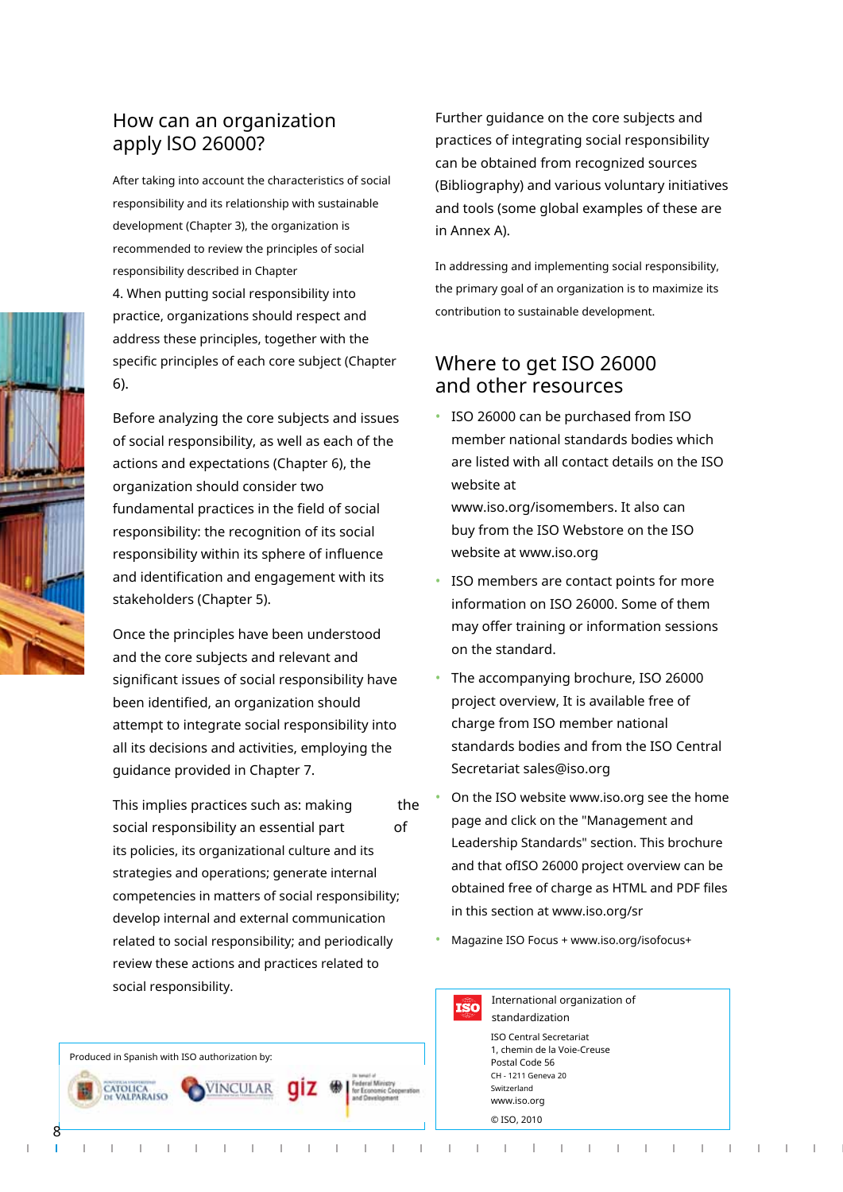## How can an organization apply ISO 26000?

After taking into account the characteristics of social responsibility and its relationship with sustainable development (Chapter 3), the organization is recommended to review the principles of social responsibility described in Chapter 4. When putting social responsibility into practice, organizations should respect and address these principles, together with the specific principles of each core subject (Chapter 6).

Before analyzing the core subjects and issues of social responsibility, as well as each of the actions and expectations (Chapter 6), the organization should consider two fundamental practices in the field of social responsibility: the recognition of its social responsibility within its sphere of influence and identification and engagement with its stakeholders (Chapter 5).

Once the principles have been understood and the core subjects and relevant and significant issues of social responsibility have been identified, an organization should attempt to integrate social responsibility into all its decisions and activities, employing the guidance provided in Chapter 7.

This implies practices such as: making the social responsibility an essential part of its policies, its organizational culture and its strategies and operations; generate internal competencies in matters of social responsibility; develop internal and external communication related to social responsibility; and periodically review these actions and practices related to social responsibility.

Further guidance on the core subjects and practices of integrating social responsibility can be obtained from recognized sources (Bibliography) and various voluntary initiatives and tools (some global examples of these are in Annex A).

In addressing and implementing social responsibility, the primary goal of an organization is to maximize its contribution to sustainable development.

## Where to get ISO 26000 and other resources

- ISO 26000 can be purchased from ISO member national standards bodies which are listed with all contact details on the ISO website at www.iso.org/isomembers. It also can buy from the ISO Webstore on the ISO website at www.iso.org
- ISO members are contact points for more information on ISO 26000. Some of them may offer training or information sessions on the standard.
- The accompanying brochure, ISO 26000 project overview, It is available free of charge from ISO member national standards bodies and from the ISO Central Secretariat sales@iso.org
- On the ISO website www.iso.org see the home page and click on the "Management and Leadership Standards" section. This brochure and that ofISO 26000 project overview can be obtained free of charge as HTML and PDF files in this section at www.iso.org/sr
- Magazine ISO Focus + www.iso.org/isofocus+

Produced in Spanish with ISO authorization by:

Pontificia Universidad Católica de Valparaíso · Vincular · giz · On behalf of Federal Ministry for Economic Cooperation and Development

ISO

International organization of standardization

ISO Central Secretariat
1, chemin de la Voie-Creuse
Postal Code 56
CH - 1211 Geneva 20
Switzerland
www.iso.org

© ISO, 2010